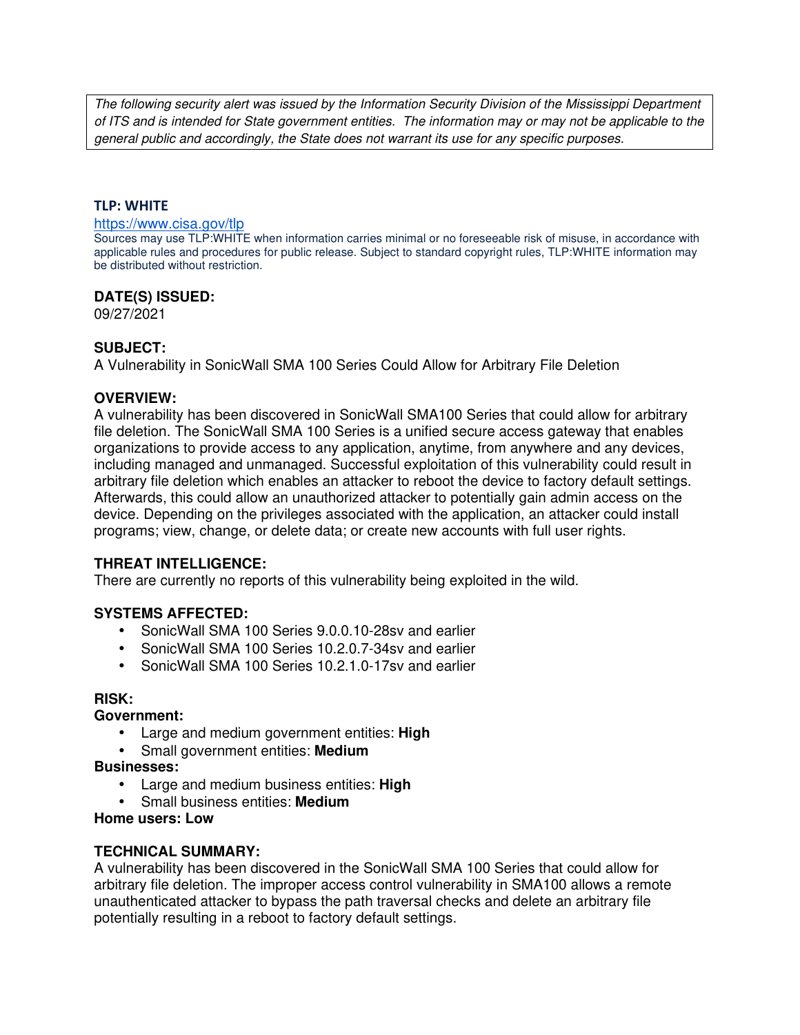*The following security alert was issued by the Information Security Division of the Mississippi Department of ITS and is intended for State government entities. The information may or may not be applicable to the general public and accordingly, the State does not warrant its use for any specific purposes.*

**TLP: WHITE**

https://www.cisa.gov/tlp

Sources may use TLP:WHITE when information carries minimal or no foreseeable risk of misuse, in accordance with applicable rules and procedures for public release. Subject to standard copyright rules, TLP:WHITE information may be distributed without restriction.

**DATE(S) ISSUED:**

09/27/2021

**SUBJECT:**

A Vulnerability in SonicWall SMA 100 Series Could Allow for Arbitrary File Deletion

**OVERVIEW:**

A vulnerability has been discovered in SonicWall SMA100 Series that could allow for arbitrary file deletion. The SonicWall SMA 100 Series is a unified secure access gateway that enables organizations to provide access to any application, anytime, from anywhere and any devices, including managed and unmanaged. Successful exploitation of this vulnerability could result in arbitrary file deletion which enables an attacker to reboot the device to factory default settings. Afterwards, this could allow an unauthorized attacker to potentially gain admin access on the device. Depending on the privileges associated with the application, an attacker could install programs; view, change, or delete data; or create new accounts with full user rights.

**THREAT INTELLIGENCE:**

There are currently no reports of this vulnerability being exploited in the wild.

**SYSTEMS AFFECTED:**

- SonicWall SMA 100 Series 9.0.0.10-28sv and earlier
- SonicWall SMA 100 Series 10.2.0.7-34sv and earlier
- SonicWall SMA 100 Series 10.2.1.0-17sv and earlier

**RISK:**

**Government:**

- Large and medium government entities: **High**
- Small government entities: **Medium**

**Businesses:**

- Large and medium business entities: **High**
- Small business entities: **Medium**

**Home users: Low**

**TECHNICAL SUMMARY:**

A vulnerability has been discovered in the SonicWall SMA 100 Series that could allow for arbitrary file deletion. The improper access control vulnerability in SMA100 allows a remote unauthenticated attacker to bypass the path traversal checks and delete an arbitrary file potentially resulting in a reboot to factory default settings.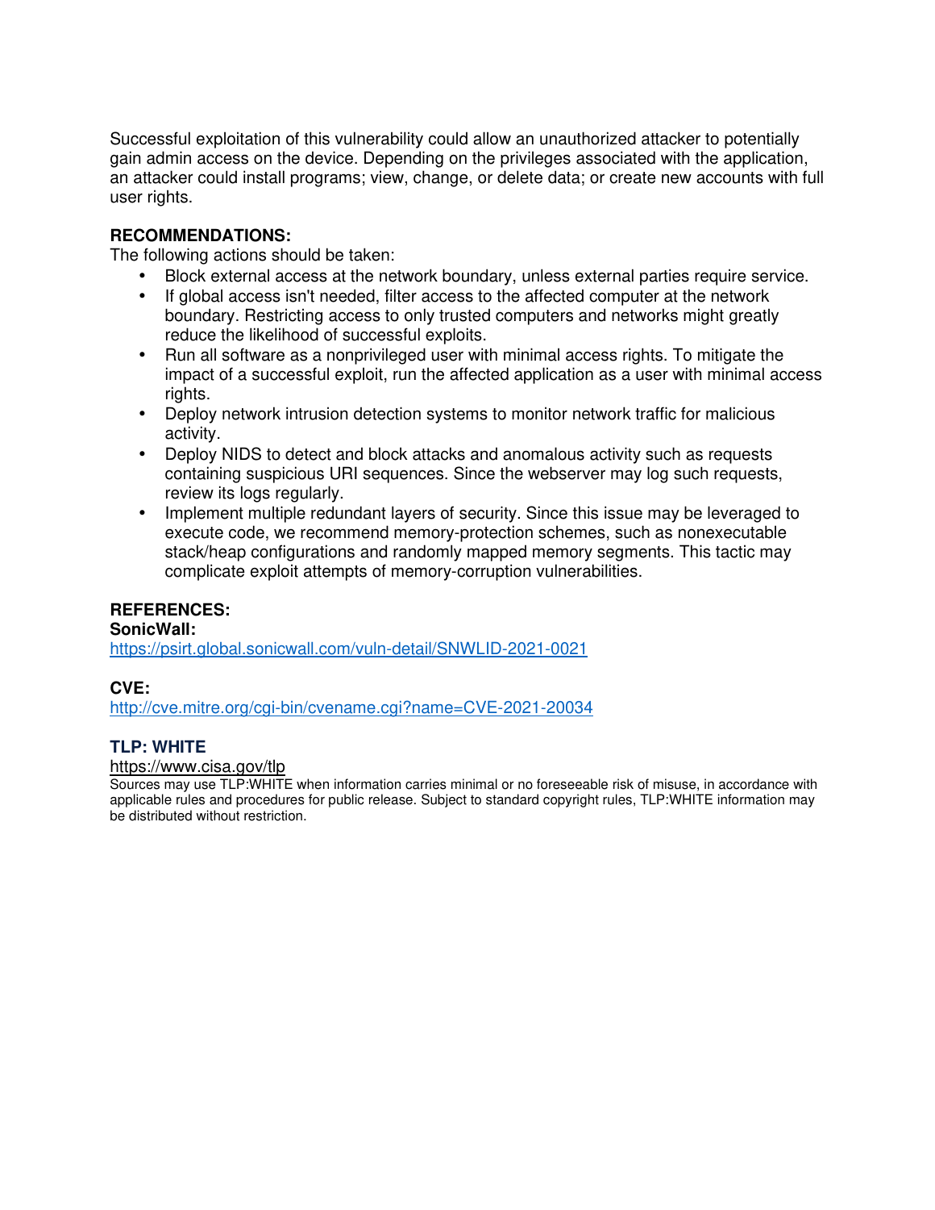Successful exploitation of this vulnerability could allow an unauthorized attacker to potentially gain admin access on the device. Depending on the privileges associated with the application, an attacker could install programs; view, change, or delete data; or create new accounts with full user rights.

**RECOMMENDATIONS:**
The following actions should be taken:

- Block external access at the network boundary, unless external parties require service.
- If global access isn't needed, filter access to the affected computer at the network boundary. Restricting access to only trusted computers and networks might greatly reduce the likelihood of successful exploits.
- Run all software as a nonprivileged user with minimal access rights. To mitigate the impact of a successful exploit, run the affected application as a user with minimal access rights.
- Deploy network intrusion detection systems to monitor network traffic for malicious activity.
- Deploy NIDS to detect and block attacks and anomalous activity such as requests containing suspicious URI sequences. Since the webserver may log such requests, review its logs regularly.
- Implement multiple redundant layers of security. Since this issue may be leveraged to execute code, we recommend memory-protection schemes, such as nonexecutable stack/heap configurations and randomly mapped memory segments. This tactic may complicate exploit attempts of memory-corruption vulnerabilities.

**REFERENCES:**
**SonicWall:**
https://psirt.global.sonicwall.com/vuln-detail/SNWLID-2021-0021

**CVE:**
http://cve.mitre.org/cgi-bin/cvename.cgi?name=CVE-2021-20034

**TLP: WHITE**
https://www.cisa.gov/tlp
Sources may use TLP:WHITE when information carries minimal or no foreseeable risk of misuse, in accordance with applicable rules and procedures for public release. Subject to standard copyright rules, TLP:WHITE information may be distributed without restriction.